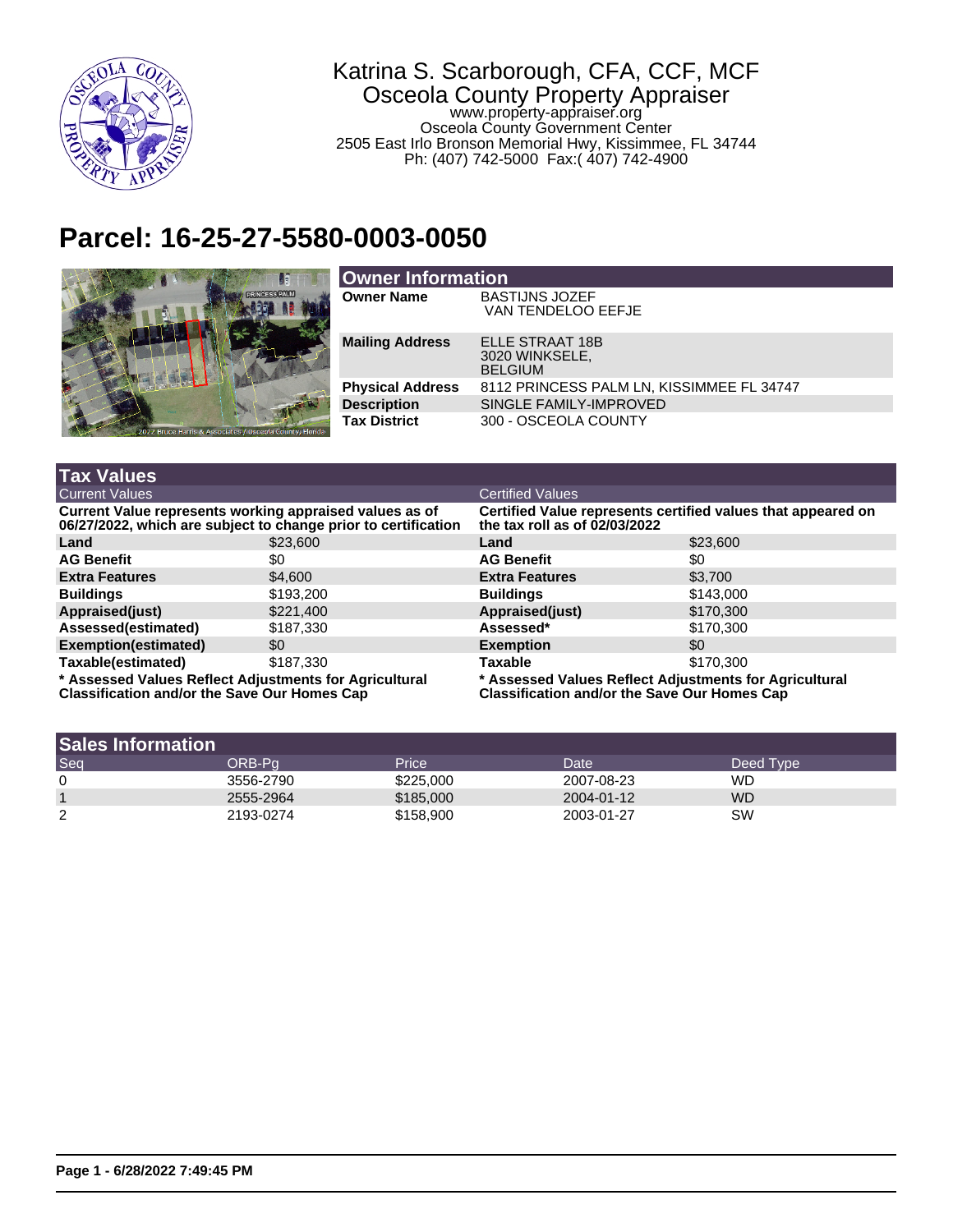Katrina S. Scarborough, CFA, CCF, MCF
Osceola County Property Appraiser
www.property-appraiser.org
Osceola County Government Center
2505 East Irlo Bronson Memorial Hwy, Kissimmee, FL 34744
Ph: (407) 742-5000 Fax:( 407) 742-4900

# Parcel: 16-25-27-5580-0003-0050

## Owner Information

| | |
|---|---|
| **Owner Name** | BASTIJNS JOZEF<br>VAN TENDELOO EEFJE |
| **Mailing Address** | ELLE STRAAT 18B<br>3020 WINKSELE,<br>BELGIUM |
| **Physical Address** | 8112 PRINCESS PALM LN, KISSIMMEE FL 34747 |
| **Description** | SINGLE FAMILY-IMPROVED |
| **Tax District** | 300 - OSCEOLA COUNTY |

## Tax Values

| Current Values | | Certified Values | |
|---|---|---|---|
| **Current Value represents working appraised values as of 06/27/2022, which are subject to change prior to certification** | | **Certified Value represents certified values that appeared on the tax roll as of 02/03/2022** | |
| **Land** | $23,600 | **Land** | $23,600 |
| **AG Benefit** | $0 | **AG Benefit** | $0 |
| **Extra Features** | $4,600 | **Extra Features** | $3,700 |
| **Buildings** | $193,200 | **Buildings** | $143,000 |
| **Appraised(just)** | $221,400 | **Appraised(just)** | $170,300 |
| **Assessed(estimated)** | $187,330 | **Assessed*** | $170,300 |
| **Exemption(estimated)** | $0 | **Exemption** | $0 |
| **Taxable(estimated)** | $187,330 | **Taxable** | $170,300 |

**\* Assessed Values Reflect Adjustments for Agricultural Classification and/or the Save Our Homes Cap**

**\* Assessed Values Reflect Adjustments for Agricultural Classification and/or the Save Our Homes Cap**

## Sales Information

| Seq | ORB-Pg | Price | Date | Deed Type |
|---|---|---|---|---|
| 0 | 3556-2790 | $225,000 | 2007-08-23 | WD |
| 1 | 2555-2964 | $185,000 | 2004-01-12 | WD |
| 2 | 2193-0274 | $158,900 | 2003-01-27 | SW |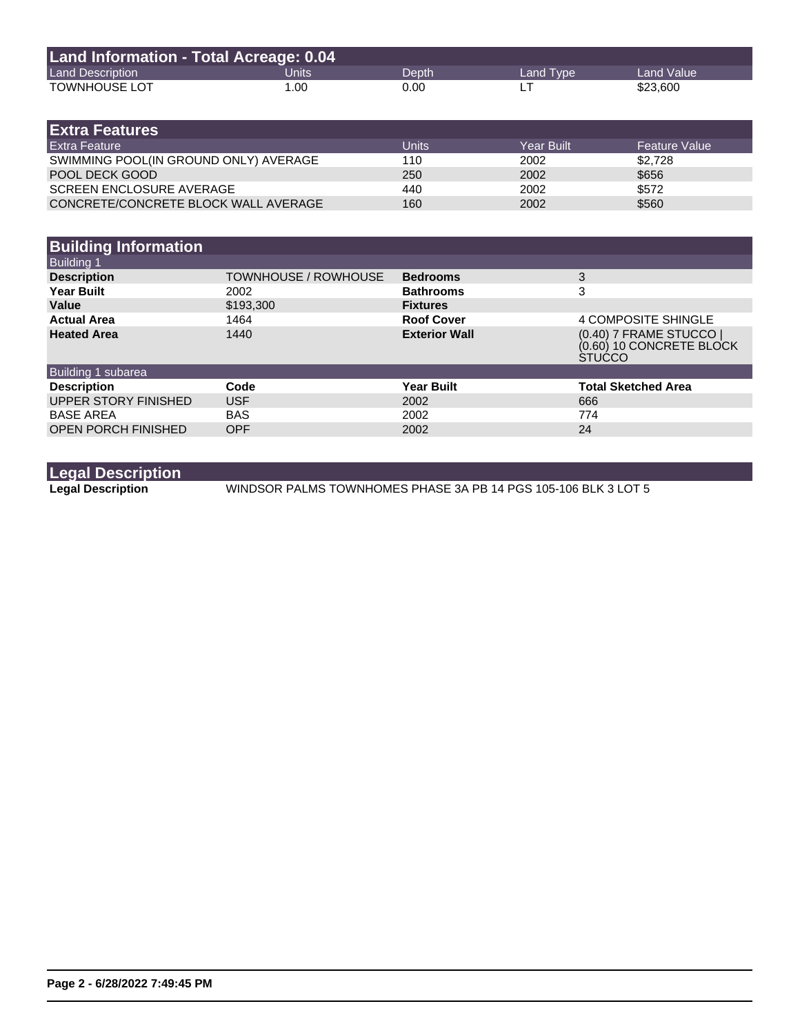## Land Information - Total Acreage: 0.04

| Land Description | Units | Depth | Land Type | Land Value |
|---|---|---|---|---|
| TOWNHOUSE LOT | 1.00 | 0.00 | LT | $23,600 |

## Extra Features

| Extra Feature | Units | Year Built | Feature Value |
|---|---|---|---|
| SWIMMING POOL(IN GROUND ONLY) AVERAGE | 110 | 2002 | $2,728 |
| POOL DECK GOOD | 250 | 2002 | $656 |
| SCREEN ENCLOSURE AVERAGE | 440 | 2002 | $572 |
| CONCRETE/CONCRETE BLOCK WALL AVERAGE | 160 | 2002 | $560 |

## Building Information

### Building 1

| | | | |
|---|---|---|---|
| **Description** | TOWNHOUSE / ROWHOUSE | **Bedrooms** | 3 |
| **Year Built** | 2002 | **Bathrooms** | 3 |
| **Value** | $193,300 | **Fixtures** | |
| **Actual Area** | 1464 | **Roof Cover** | 4 COMPOSITE SHINGLE |
| **Heated Area** | 1440 | **Exterior Wall** | (0.40) 7 FRAME STUCCO \| (0.60) 10 CONCRETE BLOCK STUCCO |

### Building 1 subarea

| Description | Code | Year Built | Total Sketched Area |
|---|---|---|---|
| UPPER STORY FINISHED | USF | 2002 | 666 |
| BASE AREA | BAS | 2002 | 774 |
| OPEN PORCH FINISHED | OPF | 2002 | 24 |

## Legal Description

**Legal Description** WINDSOR PALMS TOWNHOMES PHASE 3A PB 14 PGS 105-106 BLK 3 LOT 5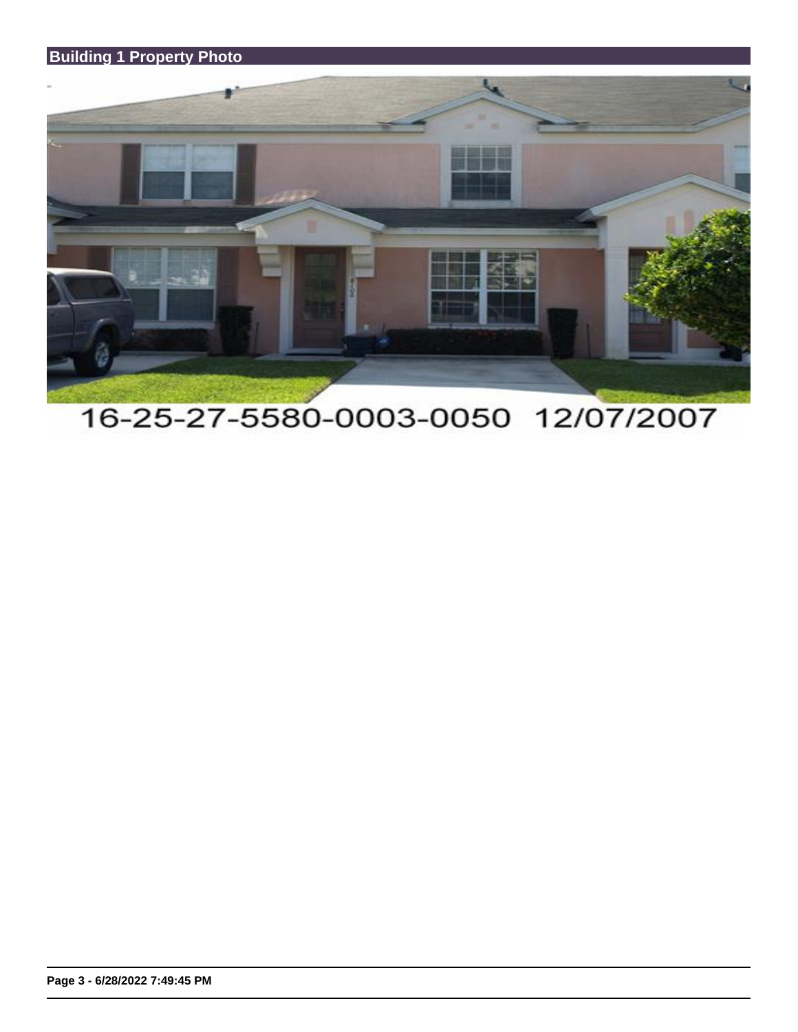## Building 1 Property Photo

16-25-27-5580-0003-0050 12/07/2007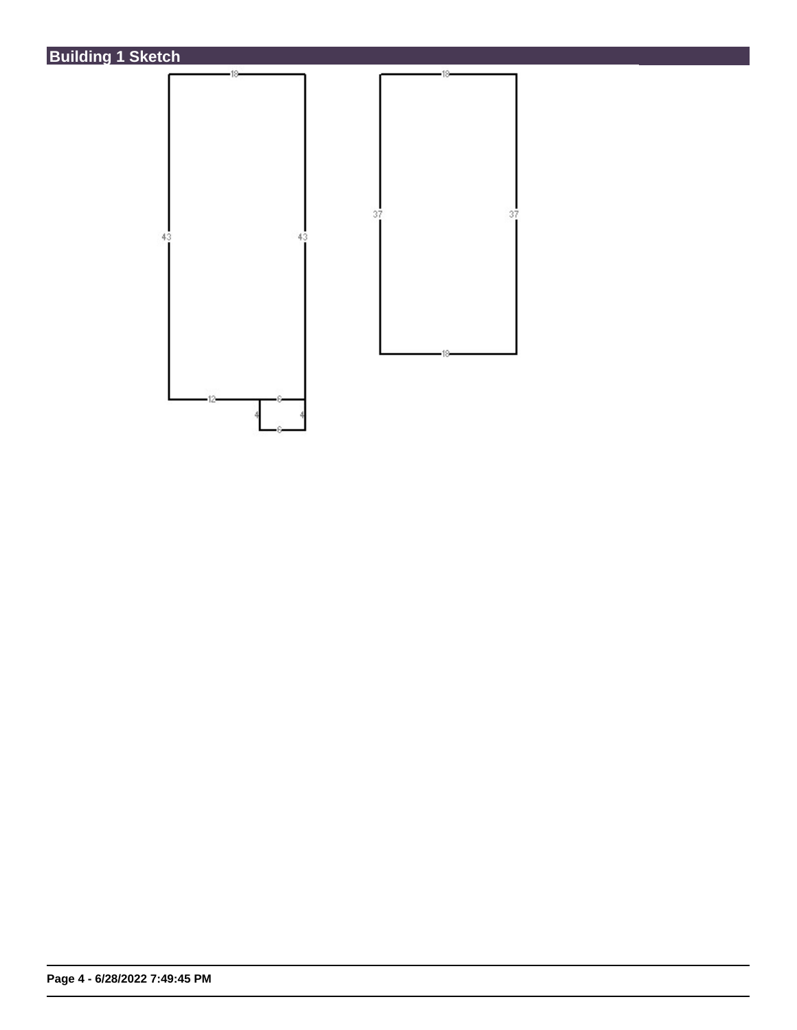## Building 1 Sketch

18

43

43

12

6

4

4

6

18

37

37

18